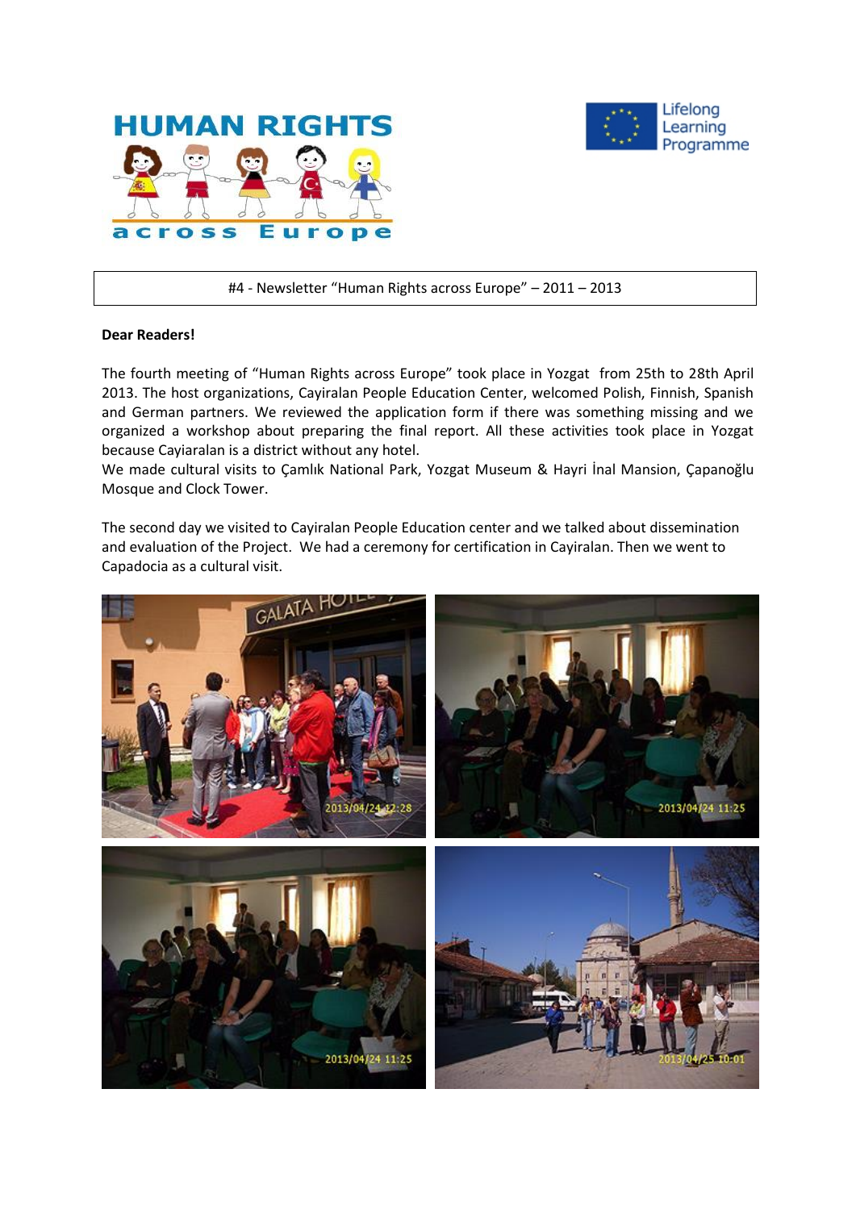# HUMAN RIGHTS across Europe

Lifelong Learning Programme

#4 - Newsletter “Human Rights across Europe” – 2011 – 2013

**Dear Readers!**

The fourth meeting of “Human Rights across Europe” took place in Yozgat from 25th to 28th April 2013. The host organizations, Cayiralan People Education Center, welcomed Polish, Finnish, Spanish and German partners. We reviewed the application form if there was something missing and we organized a workshop about preparing the final report. All these activities took place in Yozgat because Cayiaralan is a district without any hotel.

We made cultural visits to Çamlık National Park, Yozgat Museum & Hayri İnal Mansion, Çapanoğlu Mosque and Clock Tower.

The second day we visited to Cayiralan People Education center and we talked about dissemination and evaluation of the Project. We had a ceremony for certification in Cayiralan. Then we went to Capadocia as a cultural visit.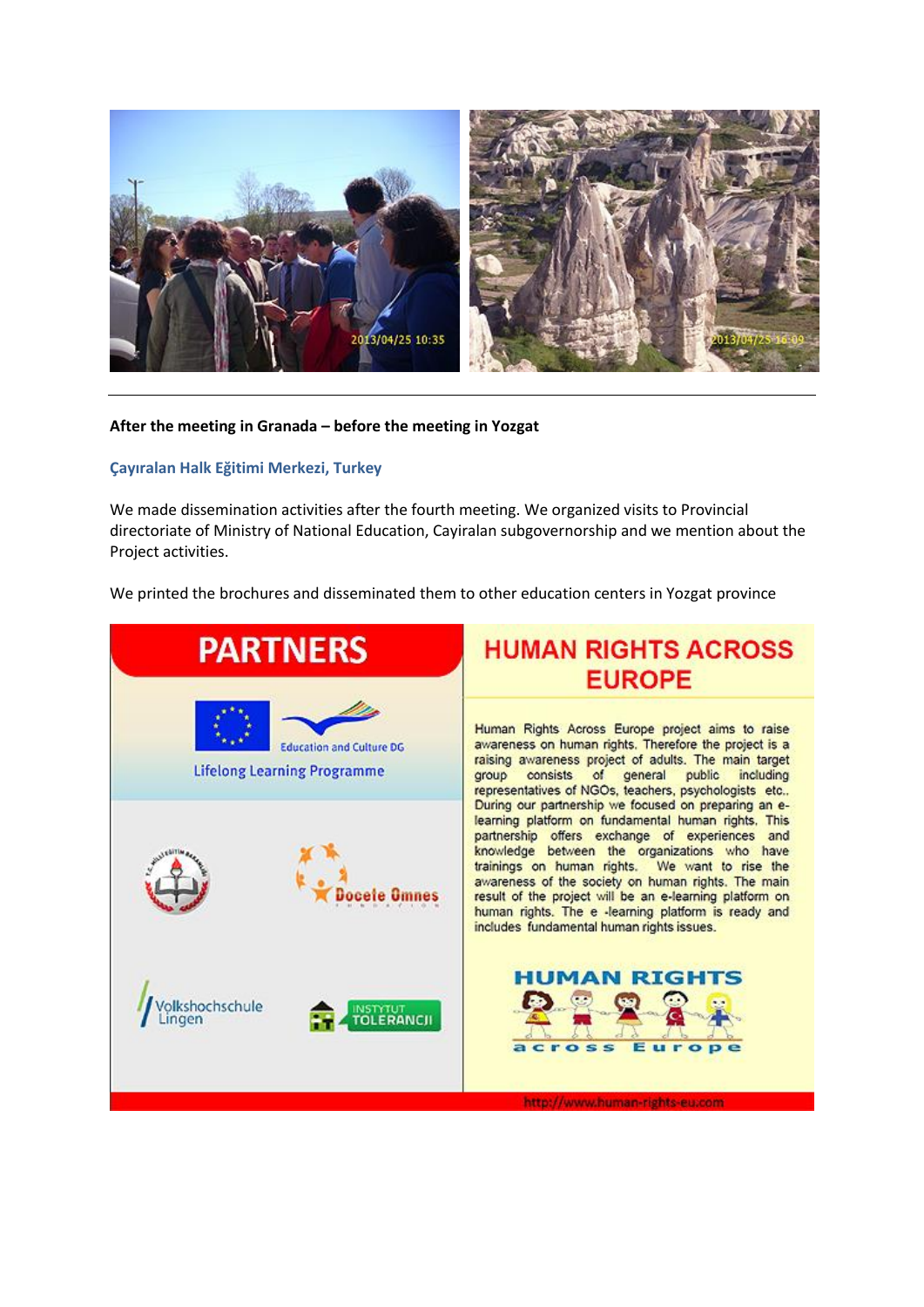**After the meeting in Granada – before the meeting in Yozgat**

**Çayıralan Halk Eğitimi Merkezi, Turkey**

We made dissemination activities after the fourth meeting. We organized visits to Provincial directoriate of Ministry of National Education, Cayiralan subgovernorship and we mention about the Project activities.

We printed the brochures and disseminated them to other education centers in Yozgat province

# PARTNERS

Education and Culture DG

Lifelong Learning Programme

Docete Omnes

Volkshochschule Lingen

INSTYTUT TOLERANCJI

# HUMAN RIGHTS ACROSS EUROPE

Human Rights Across Europe project aims to raise awareness on human rights. Therefore the project is a raising awareness project of adults. The main target group consists of general public including representatives of NGOs, teachers, psychologists etc.. During our partnership we focused on preparing an e-learning platform on fundamental human rights. This partnership offers exchange of experiences and knowledge between the organizations who have trainings on human rights. We want to rise the awareness of the society on human rights. The main result of the project will be an e-learning platform on human rights. The e -learning platform is ready and includes fundamental human rights issues.

HUMAN RIGHTS across Europe

http://www.human-rights-eu.com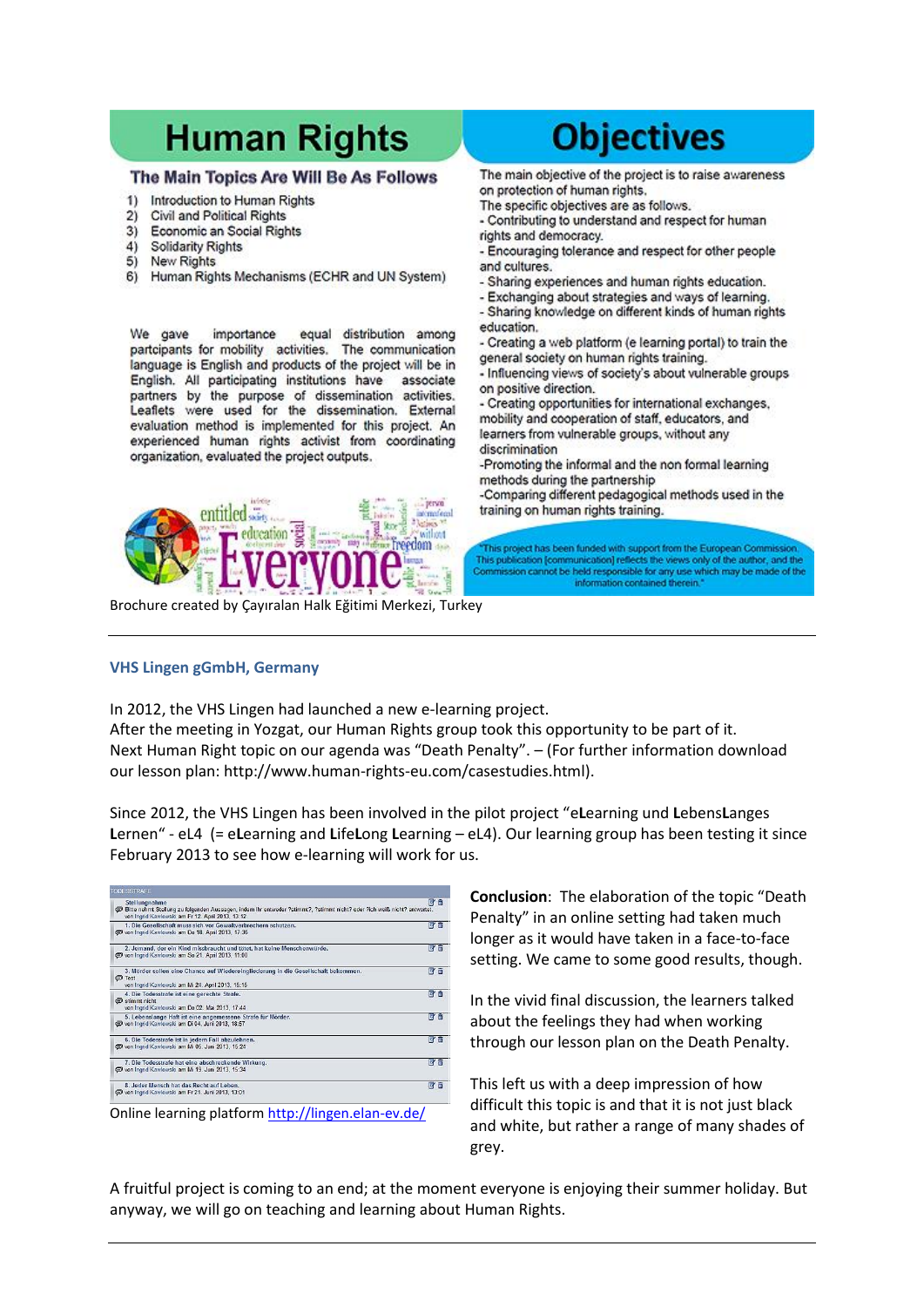# Human Rights

## The Main Topics Are Will Be As Follows

1) Introduction to Human Rights
2) Civil and Political Rights
3) Economic an Social Rights
4) Solidarity Rights
5) New Rights
6) Human Rights Mechanisms (ECHR and UN System)

We gave importance equal distribution among partcipants for mobility activities. The communication language is English and products of the project will be in English. All participating institutions have associate partners by the purpose of dissemination activities. Leaflets were used for the dissemination. External evaluation method is implemented for this project. An experienced human rights activist from coordinating organization, evaluated the project outputs.

# Objectives

The main objective of the project is to raise awareness on protection of human rights.

The specific objectives are as follows.

- Contributing to understand and respect for human rights and democracy.
- Encouraging tolerance and respect for other people and cultures.
- Sharing experiences and human rights education.
- Exchanging about strategies and ways of learning.
- Sharing knowledge on different kinds of human rights education.
- Creating a web platform (e learning portal) to train the general society on human rights training.
- Influencing views of society's about vulnerable groups on positive direction.
- Creating opportunities for international exchanges, mobility and cooperation of staff, educators, and learners from vulnerable groups, without any discrimination
- Promoting the informal and the non formal learning methods during the partnership
- Comparing different pedagogical methods used in the training on human rights training.

"This project has been funded with support from the European Commission. This publication [communication] reflects the views only of the author, and the Commission cannot be held responsible for any use which may be made of the information contained therein."

Brochure created by Çayıralan Halk Eğitimi Merkezi, Turkey

---

### VHS Lingen gGmbH, Germany

In 2012, the VHS Lingen had launched a new e-learning project.
After the meeting in Yozgat, our Human Rights group took this opportunity to be part of it.
Next Human Right topic on our agenda was "Death Penalty". – (For further information download our lesson plan: http://www.human-rights-eu.com/casestudies.html).

Since 2012, the VHS Lingen has been involved in the pilot project "e**L**earning und **L**ebens**L**anges **L**ernen" - eL4 (= e**L**earning and **L**ife**L**ong **L**earning – eL4). Our learning group has been testing it since February 2013 to see how e-learning will work for us.

Online learning platform http://lingen.elan-ev.de/

**Conclusion**: The elaboration of the topic "Death Penalty" in an online setting had taken much longer as it would have taken in a face-to-face setting. We came to some good results, though.

In the vivid final discussion, the learners talked about the feelings they had when working through our lesson plan on the Death Penalty.

This left us with a deep impression of how difficult this topic is and that it is not just black and white, but rather a range of many shades of grey.

A fruitful project is coming to an end; at the moment everyone is enjoying their summer holiday. But anyway, we will go on teaching and learning about Human Rights.

---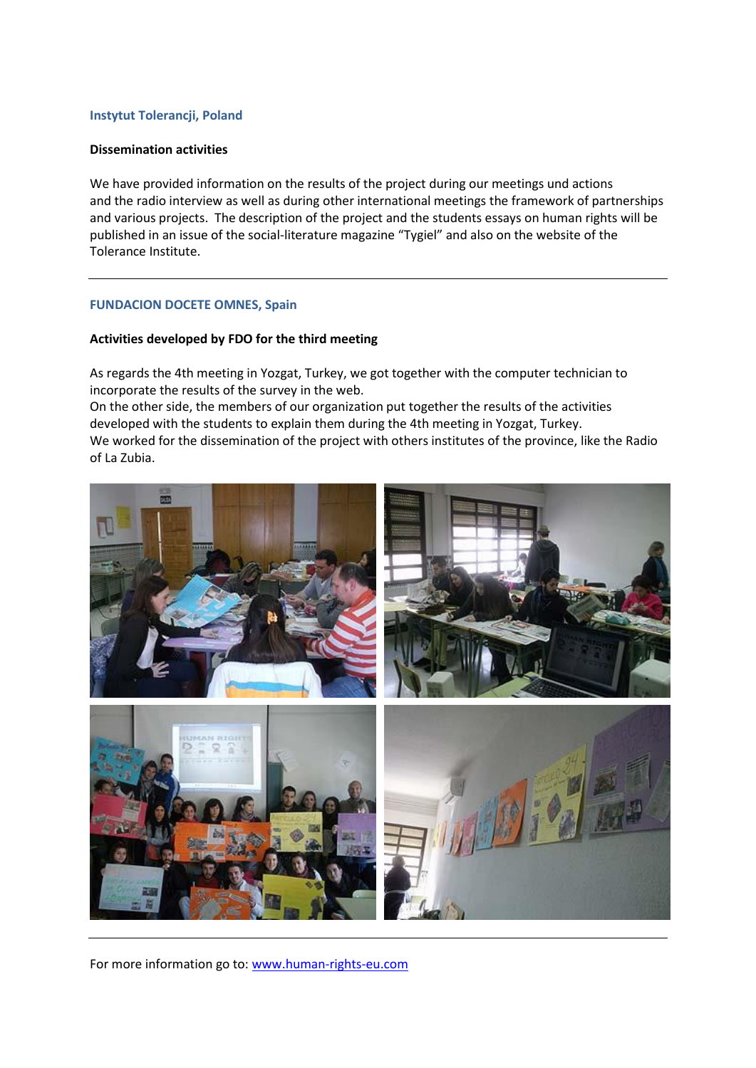### Instytut Tolerancji, Poland

**Dissemination activities**

We have provided information on the results of the project during our meetings und actions and the radio interview as well as during other international meetings the framework of partnerships and various projects. The description of the project and the students essays on human rights will be published in an issue of the social-literature magazine "Tygiel" and also on the website of the Tolerance Institute.

---

### FUNDACION DOCETE OMNES, Spain

**Activities developed by FDO for the third meeting**

As regards the 4th meeting in Yozgat, Turkey, we got together with the computer technician to incorporate the results of the survey in the web.
On the other side, the members of our organization put together the results of the activities developed with the students to explain them during the 4th meeting in Yozgat, Turkey.
We worked for the dissemination of the project with others institutes of the province, like the Radio of La Zubia.

---

For more information go to: [www.human-rights-eu.com](http://www.human-rights-eu.com)